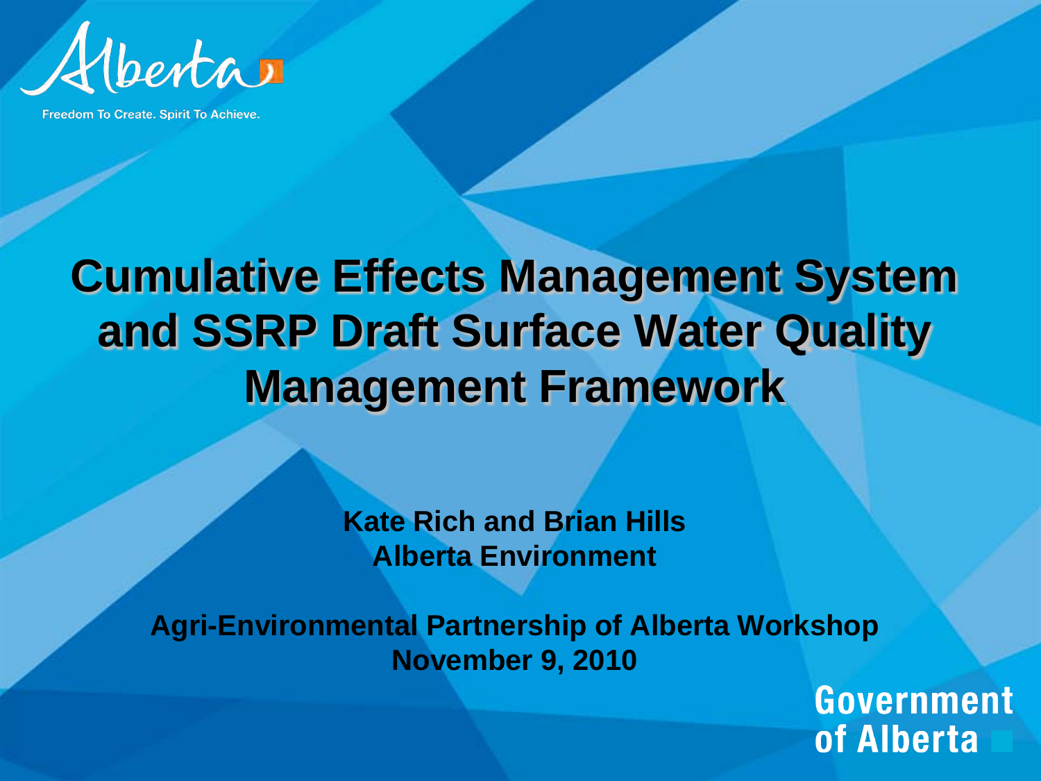Alberta

Freedom To Create. Spirit To Achieve.

# Cumulative Effects Management System and SSRP Draft Surface Water Quality Management Framework

**Kate Rich and Brian Hills**
**Alberta Environment**

**Agri-Environmental Partnership of Alberta Workshop**
**November 9, 2010**

Government of Alberta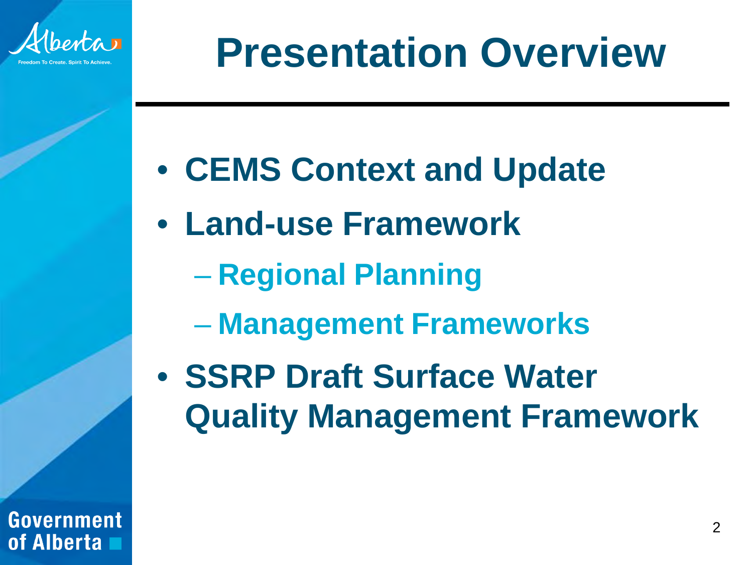# Presentation Overview

- **CEMS Context and Update**
- **Land-use Framework**
  - **Regional Planning**
  - **Management Frameworks**
- **SSRP Draft Surface Water Quality Management Framework**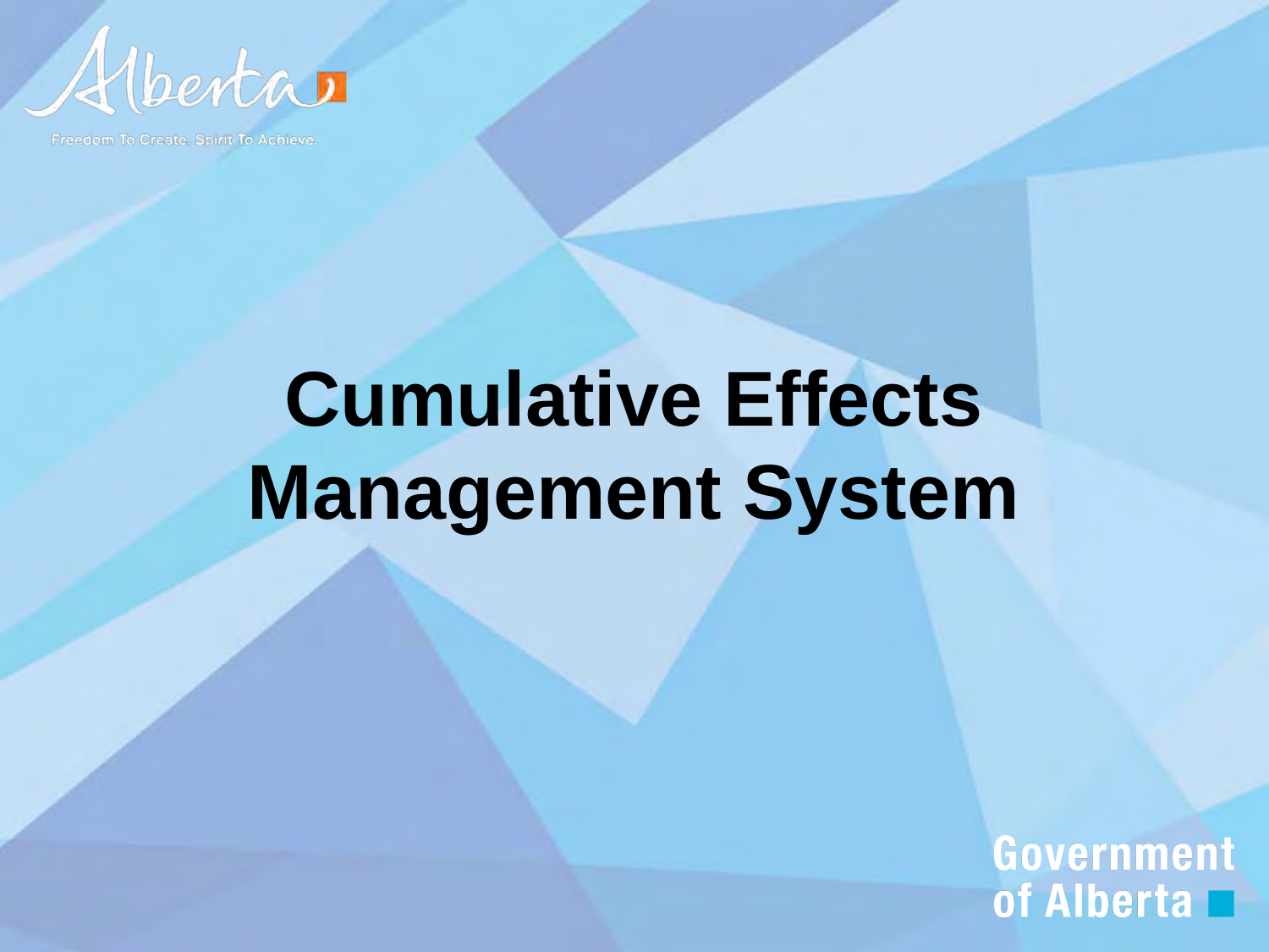# Cumulative Effects Management System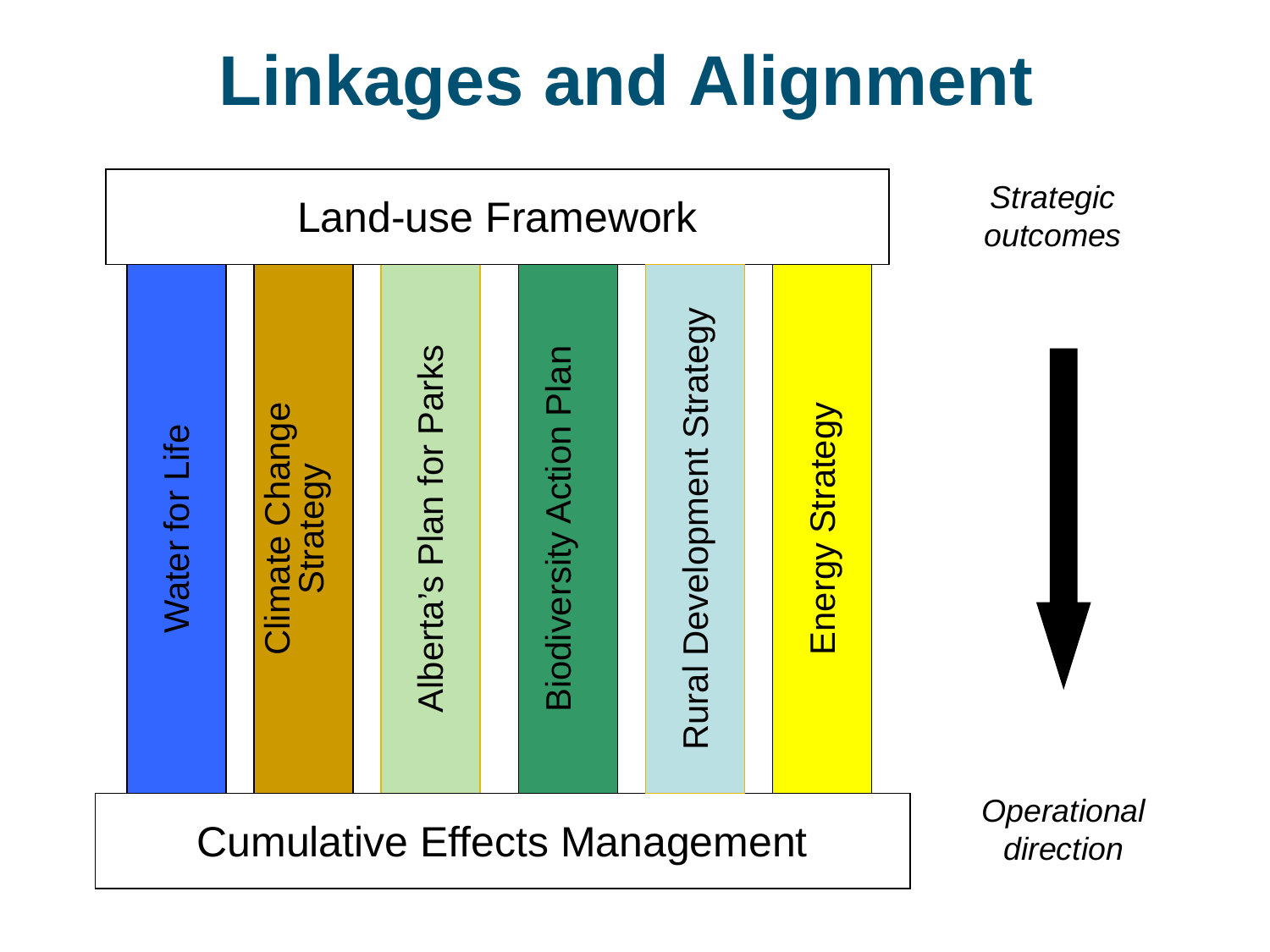# Linkages and Alignment

Land-use Framework

Water for Life

Climate Change Strategy

Alberta's Plan for Parks

Biodiversity Action Plan

Rural Development Strategy

Energy Strategy

Cumulative Effects Management

*Strategic outcomes*

*Operational direction*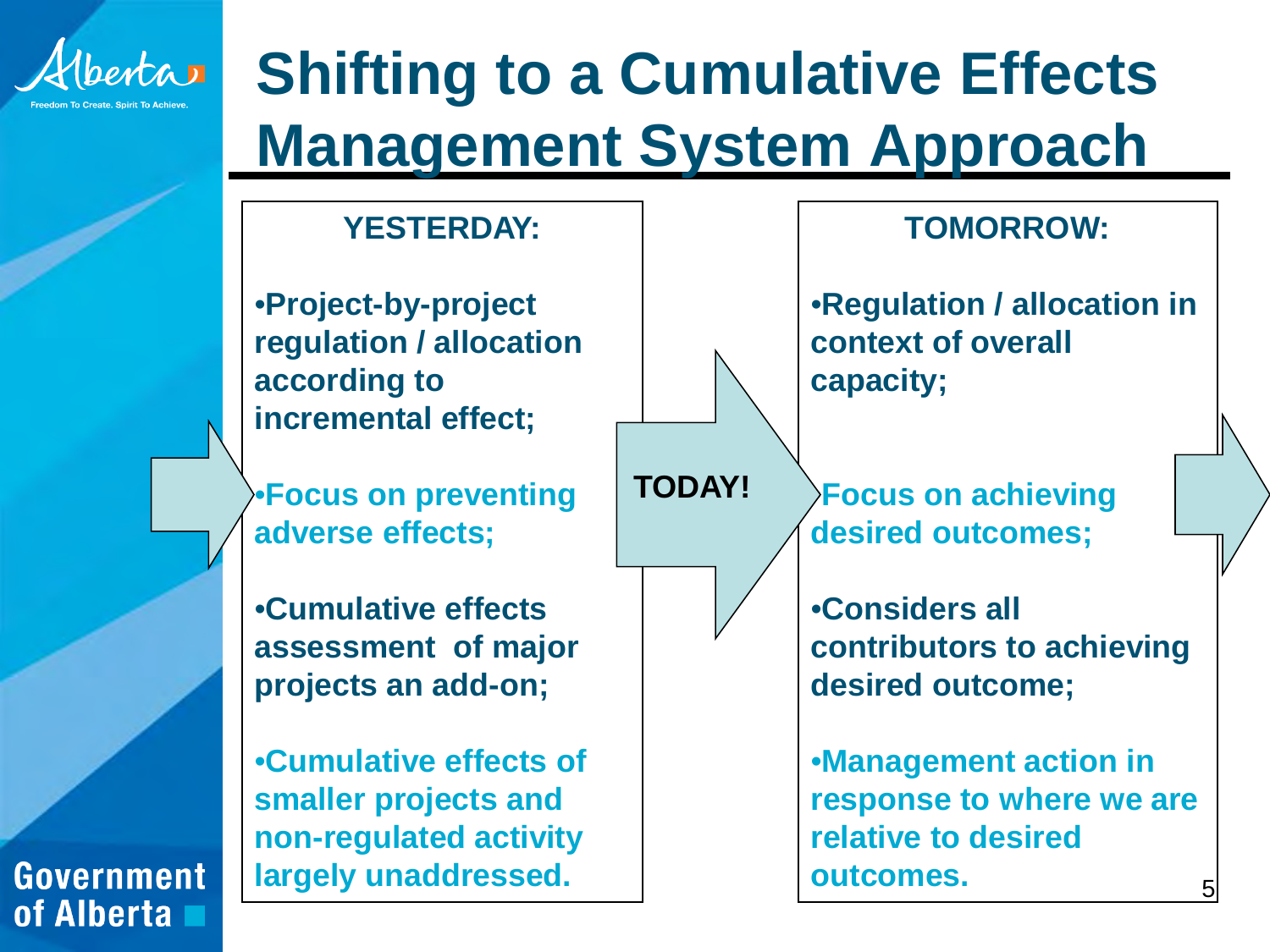# Shifting to a Cumulative Effects Management System Approach

**YESTERDAY:**

- **Project-by-project regulation / allocation according to incremental effect;**
- **Focus on preventing adverse effects;**
- **Cumulative effects assessment of major projects an add-on;**
- **Cumulative effects of smaller projects and non-regulated activity largely unaddressed.**

**TODAY!**

**TOMORROW:**

- **Regulation / allocation in context of overall capacity;**
- **Focus on achieving desired outcomes;**
- **Considers all contributors to achieving desired outcome;**
- **Management action in response to where we are relative to desired outcomes.**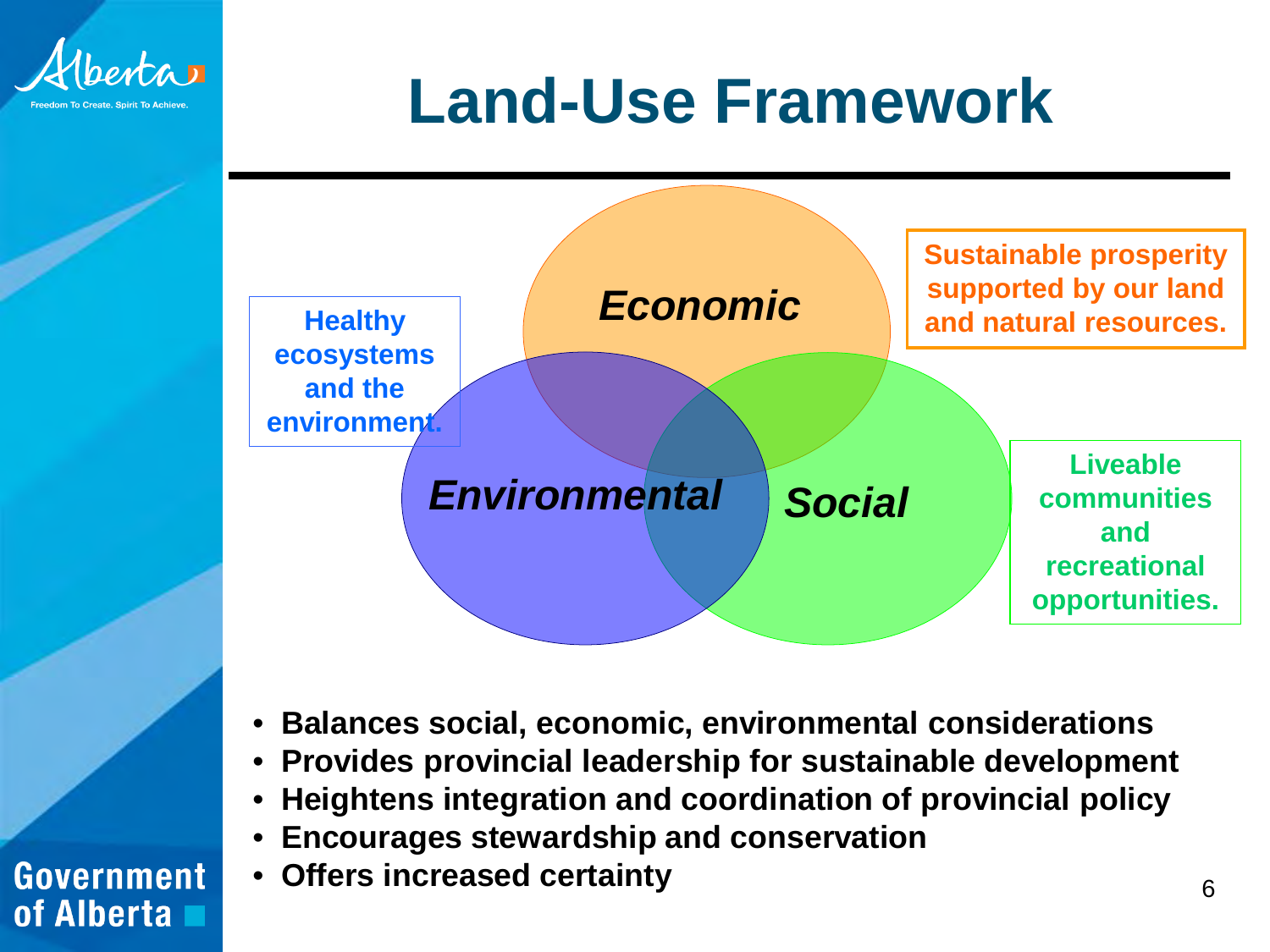# Land-Use Framework

**Healthy ecosystems and the environment.**

***Economic***

**Sustainable prosperity supported by our land and natural resources.**

***Environmental***

***Social***

**Liveable communities and recreational opportunities.**

- **Balances social, economic, environmental considerations**
- **Provides provincial leadership for sustainable development**
- **Heightens integration and coordination of provincial policy**
- **Encourages stewardship and conservation**
- **Offers increased certainty**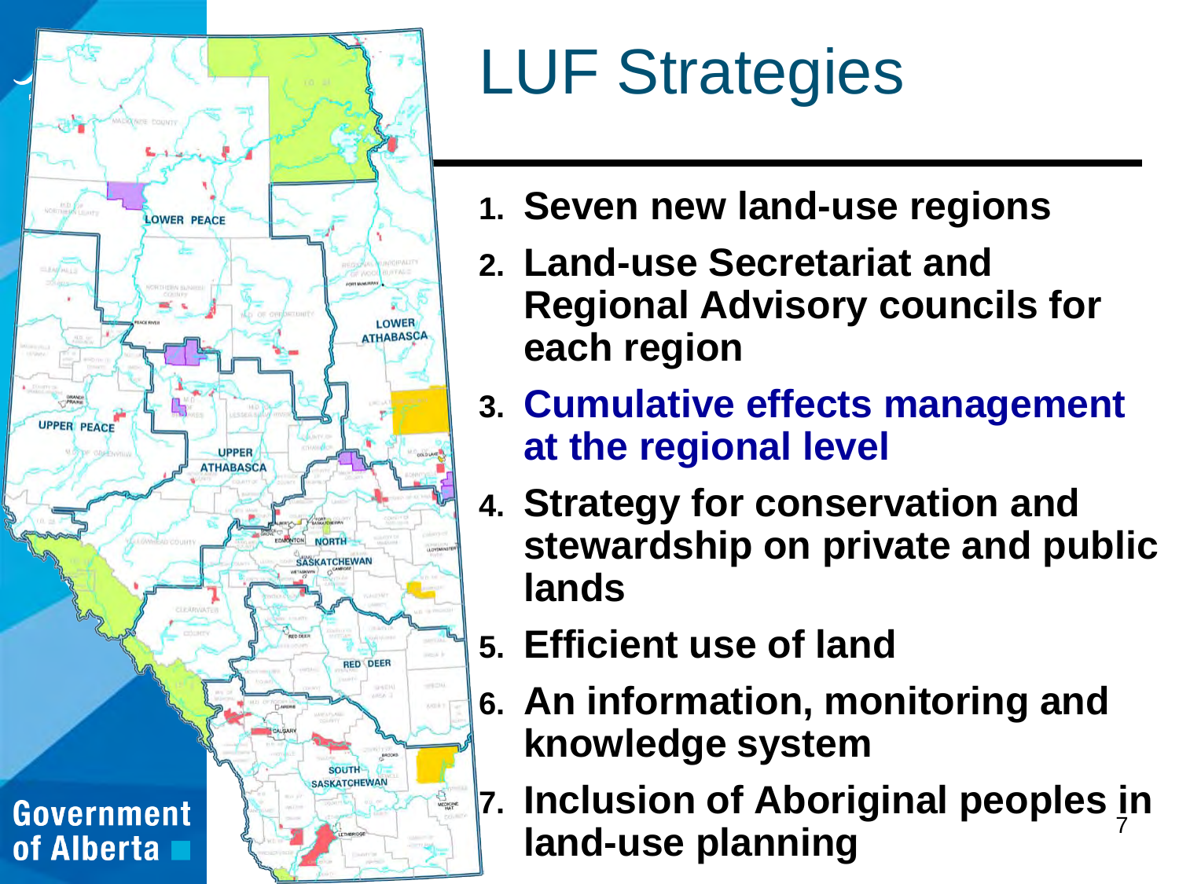# LUF Strategies

1. **Seven new land-use regions**
2. **Land-use Secretariat and Regional Advisory councils for each region**
3. **Cumulative effects management at the regional level**
4. **Strategy for conservation and stewardship on private and public lands**
5. **Efficient use of land**
6. **An information, monitoring and knowledge system**
7. **Inclusion of Aboriginal peoples in land-use planning**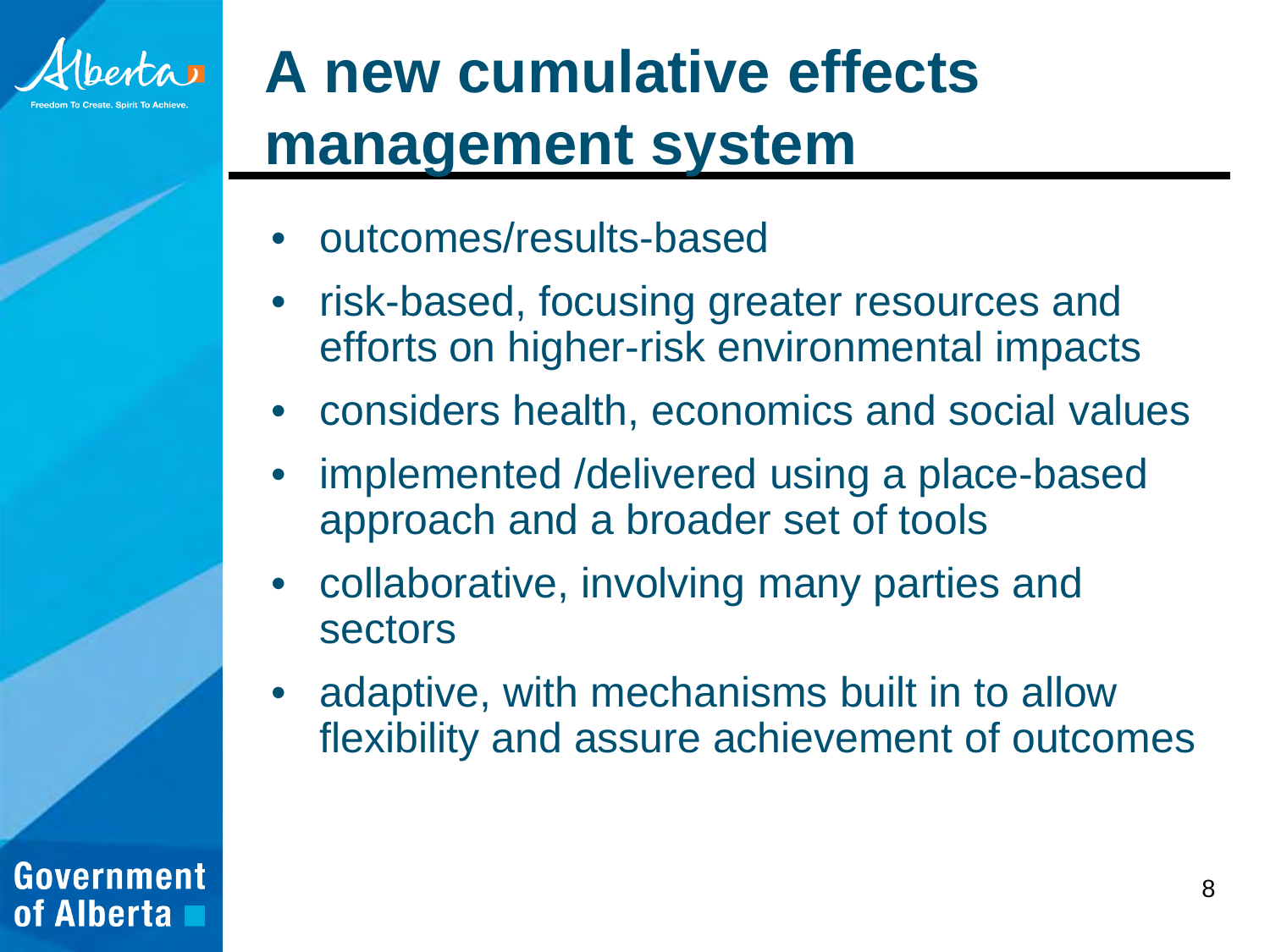# A new cumulative effects management system

- outcomes/results-based
- risk-based, focusing greater resources and efforts on higher-risk environmental impacts
- considers health, economics and social values
- implemented /delivered using a place-based approach and a broader set of tools
- collaborative, involving many parties and sectors
- adaptive, with mechanisms built in to allow flexibility and assure achievement of outcomes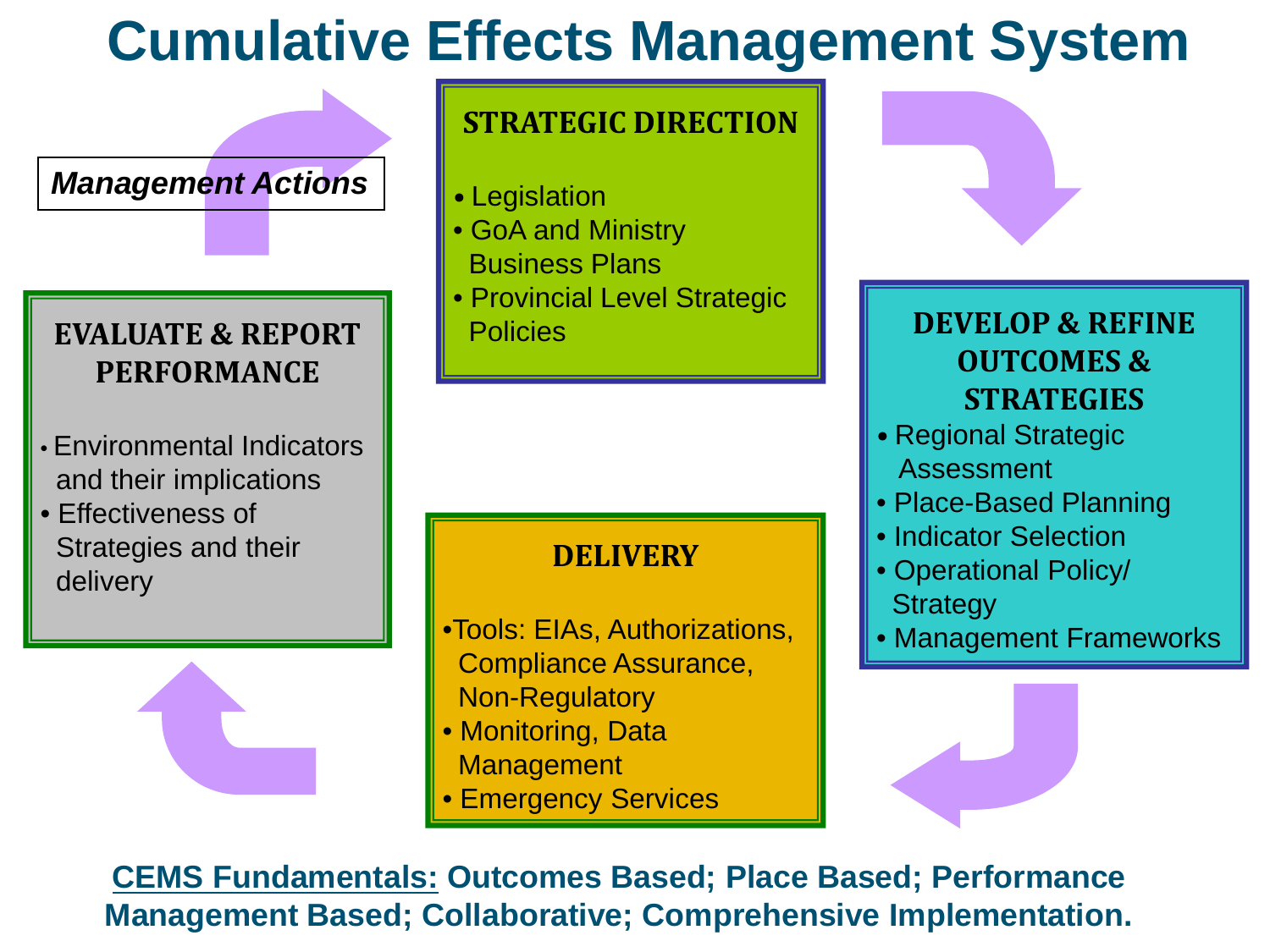# Cumulative Effects Management System

*Management Actions*

### STRATEGIC DIRECTION

- Legislation
- GoA and Ministry Business Plans
- Provincial Level Strategic Policies

### DEVELOP & REFINE OUTCOMES & STRATEGIES

- Regional Strategic Assessment
- Place-Based Planning
- Indicator Selection
- Operational Policy/ Strategy
- Management Frameworks

### DELIVERY

- Tools: EIAs, Authorizations, Compliance Assurance, Non-Regulatory
- Monitoring, Data Management
- Emergency Services

### EVALUATE & REPORT PERFORMANCE

- Environmental Indicators and their implications
- Effectiveness of Strategies and their delivery

**CEMS Fundamentals: Outcomes Based; Place Based; Performance Management Based; Collaborative; Comprehensive Implementation.**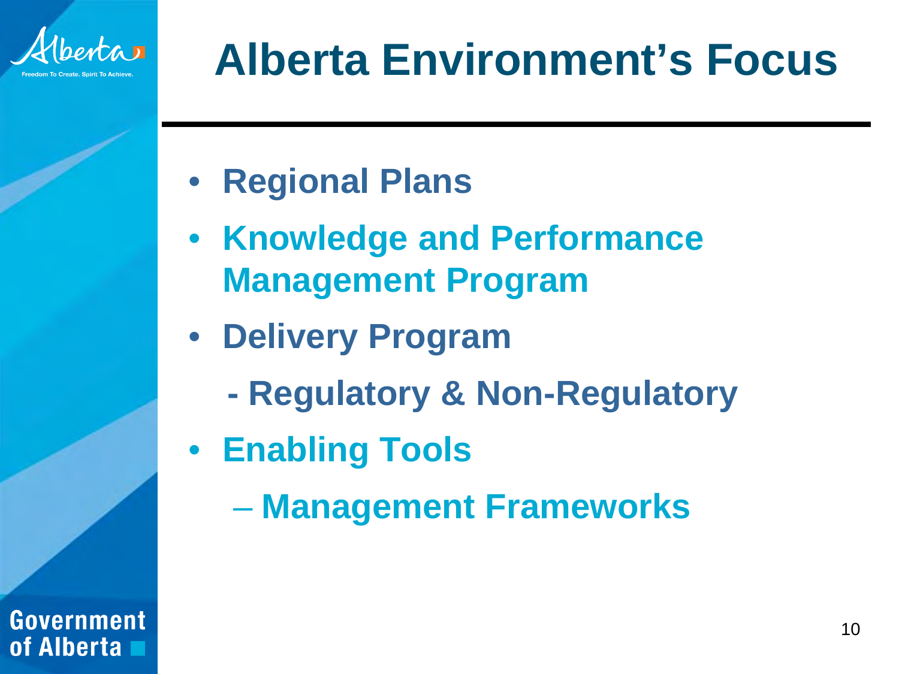# Alberta Environment's Focus

- Regional Plans
- Knowledge and Performance Management Program
- Delivery Program
  - Regulatory & Non-Regulatory
- Enabling Tools
  - Management Frameworks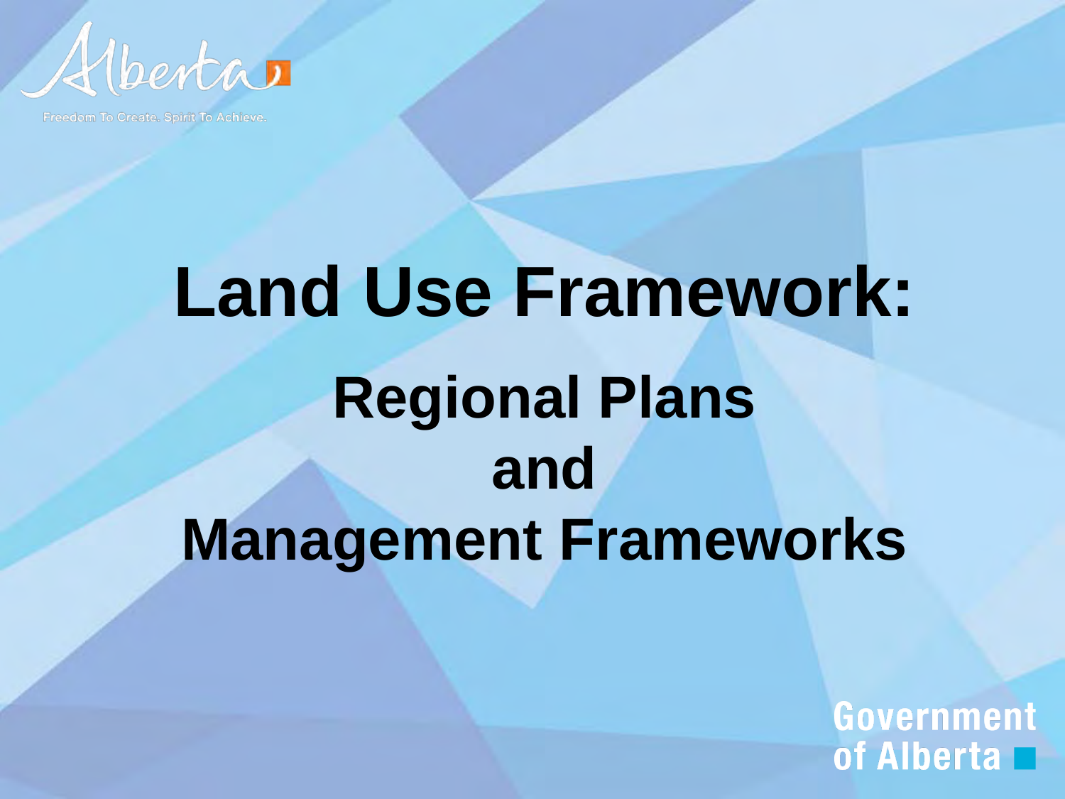# Land Use Framework:

## Regional Plans and Management Frameworks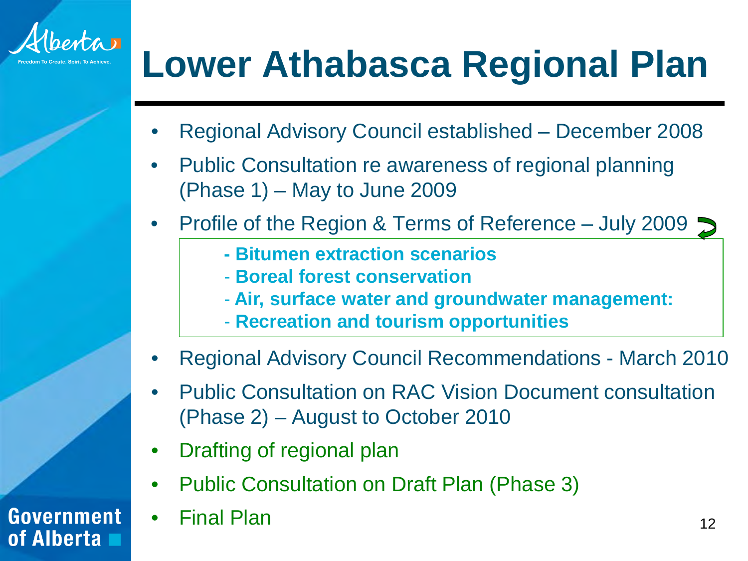# Lower Athabasca Regional Plan

- Regional Advisory Council established – December 2008
- Public Consultation re awareness of regional planning (Phase 1) – May to June 2009
- Profile of the Region & Terms of Reference – July 2009
  - **Bitumen extraction scenarios**
  - **Boreal forest conservation**
  - **Air, surface water and groundwater management:**
  - **Recreation and tourism opportunities**
- Regional Advisory Council Recommendations - March 2010
- Public Consultation on RAC Vision Document consultation (Phase 2) – August to October 2010
- Drafting of regional plan
- Public Consultation on Draft Plan (Phase 3)
- Final Plan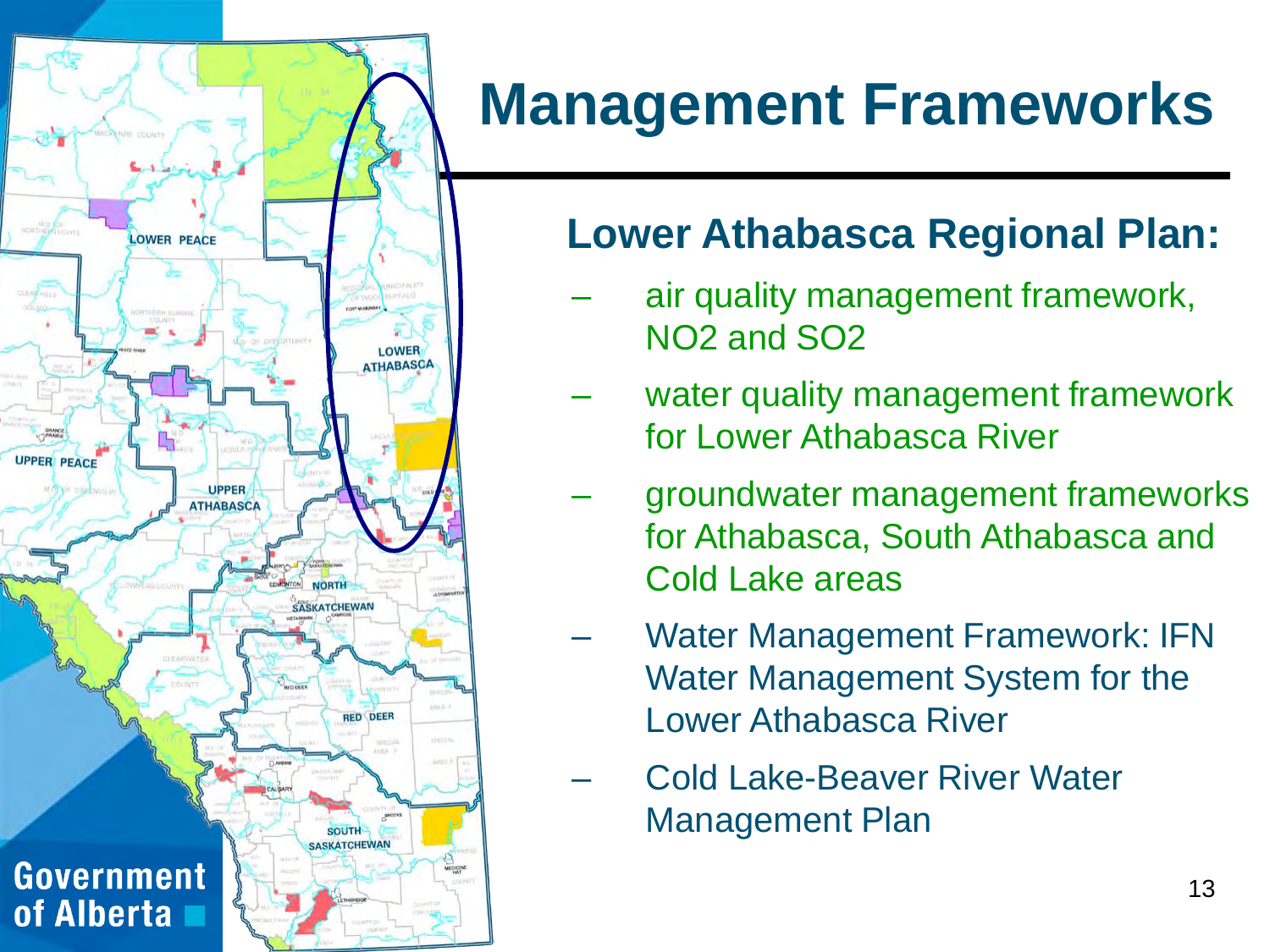# Management Frameworks

## Lower Athabasca Regional Plan:

- air quality management framework, $NO_2$ and $SO_2$
- water quality management framework for Lower Athabasca River
- groundwater management frameworks for Athabasca, South Athabasca and Cold Lake areas
- Water Management Framework: IFN Water Management System for the Lower Athabasca River
- Cold Lake-Beaver River Water Management Plan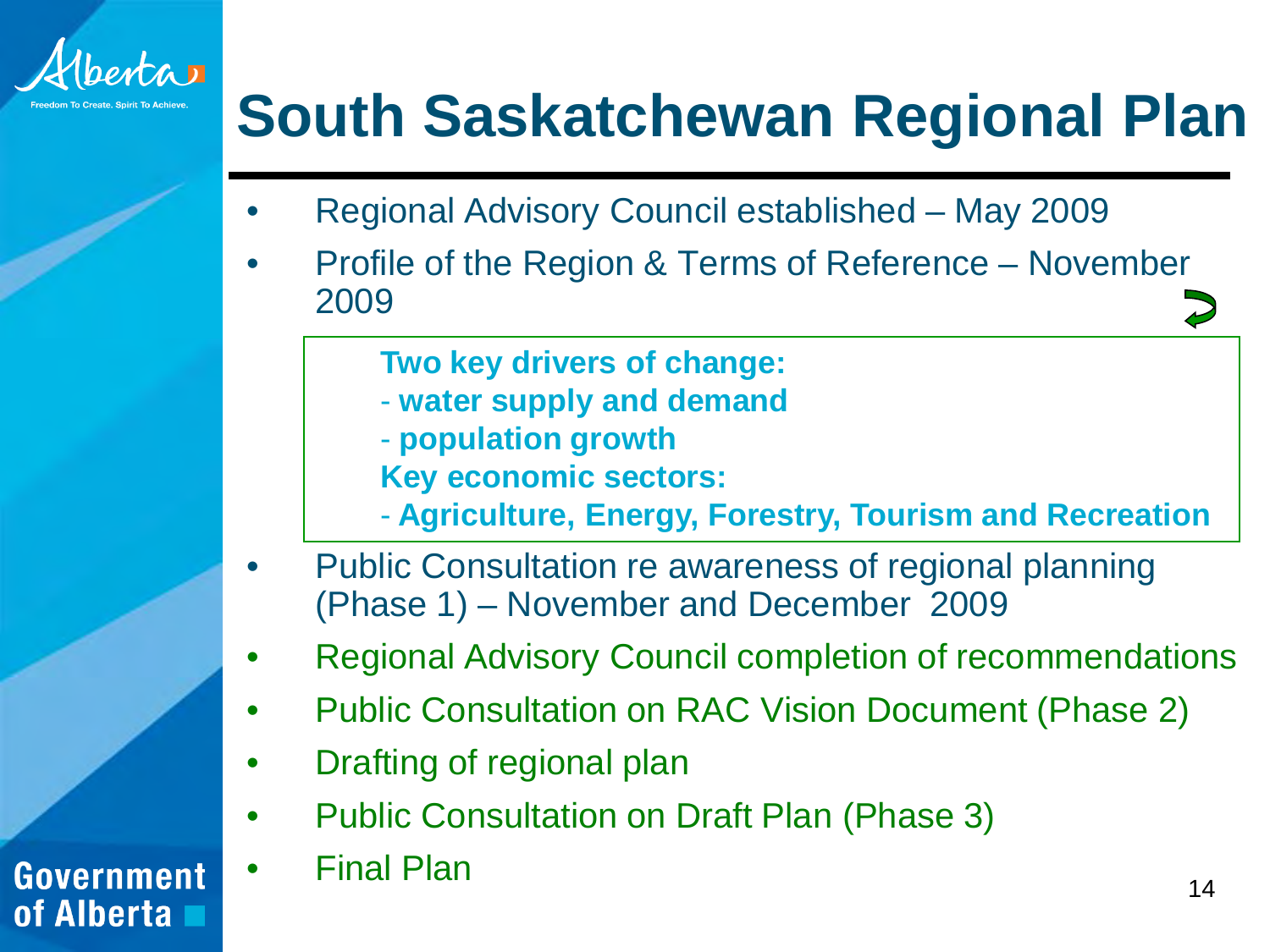# South Saskatchewan Regional Plan

- Regional Advisory Council established – May 2009
- Profile of the Region & Terms of Reference – November 2009

> **Two key drivers of change:**
> - **water supply and demand**
> - **population growth**
>
> **Key economic sectors:**
> - **Agriculture, Energy, Forestry, Tourism and Recreation**

- Public Consultation re awareness of regional planning (Phase 1) – November and December 2009
- Regional Advisory Council completion of recommendations
- Public Consultation on RAC Vision Document (Phase 2)
- Drafting of regional plan
- Public Consultation on Draft Plan (Phase 3)
- Final Plan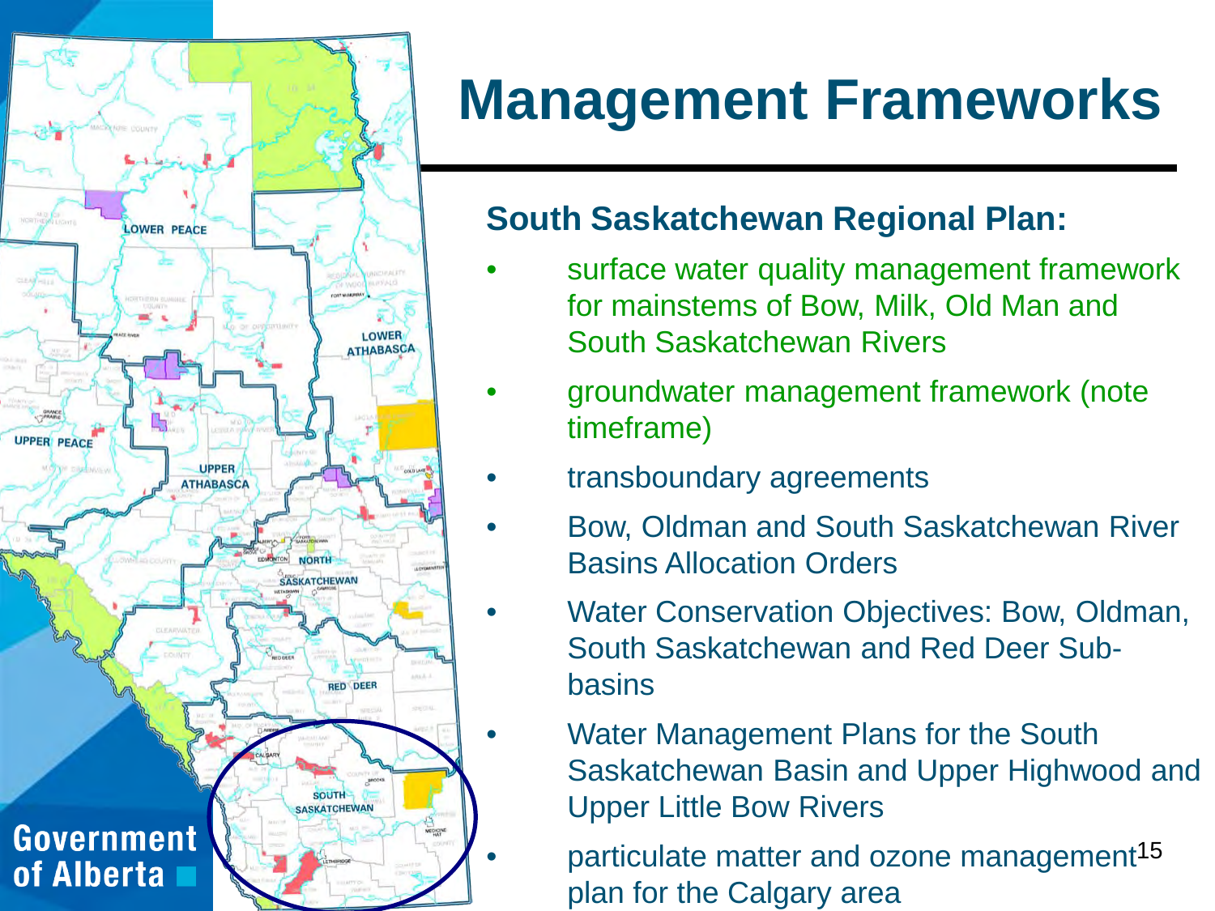# Management Frameworks

## South Saskatchewan Regional Plan:

- surface water quality management framework for mainstems of Bow, Milk, Old Man and South Saskatchewan Rivers
- groundwater management framework (note timeframe)
- transboundary agreements
- Bow, Oldman and South Saskatchewan River Basins Allocation Orders
- Water Conservation Objectives: Bow, Oldman, South Saskatchewan and Red Deer Sub-basins
- Water Management Plans for the South Saskatchewan Basin and Upper Highwood and Upper Little Bow Rivers
- particulate matter and ozone management plan for the Calgary area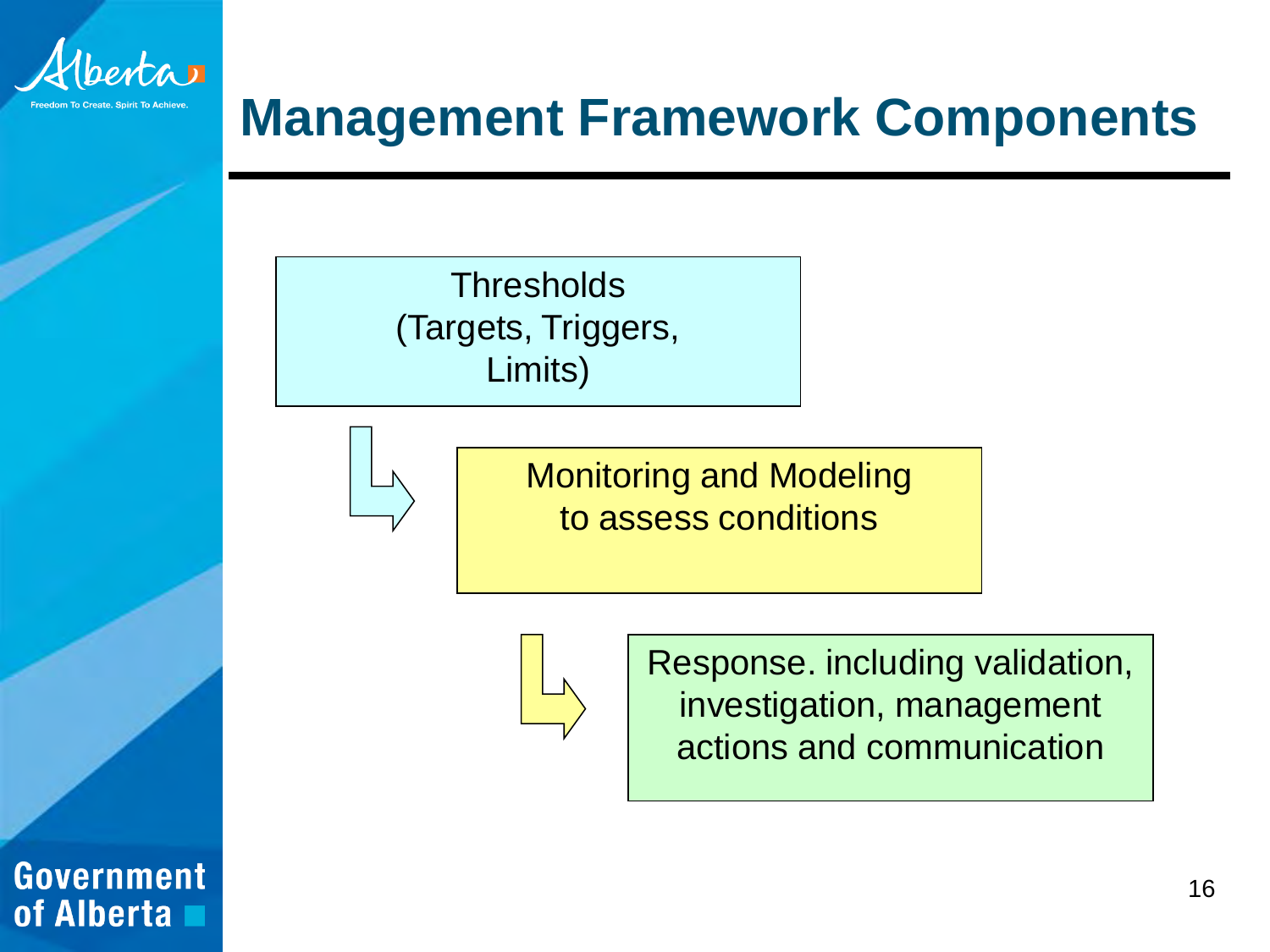# Management Framework Components

Thresholds (Targets, Triggers, Limits)

Monitoring and Modeling to assess conditions

Response. including validation, investigation, management actions and communication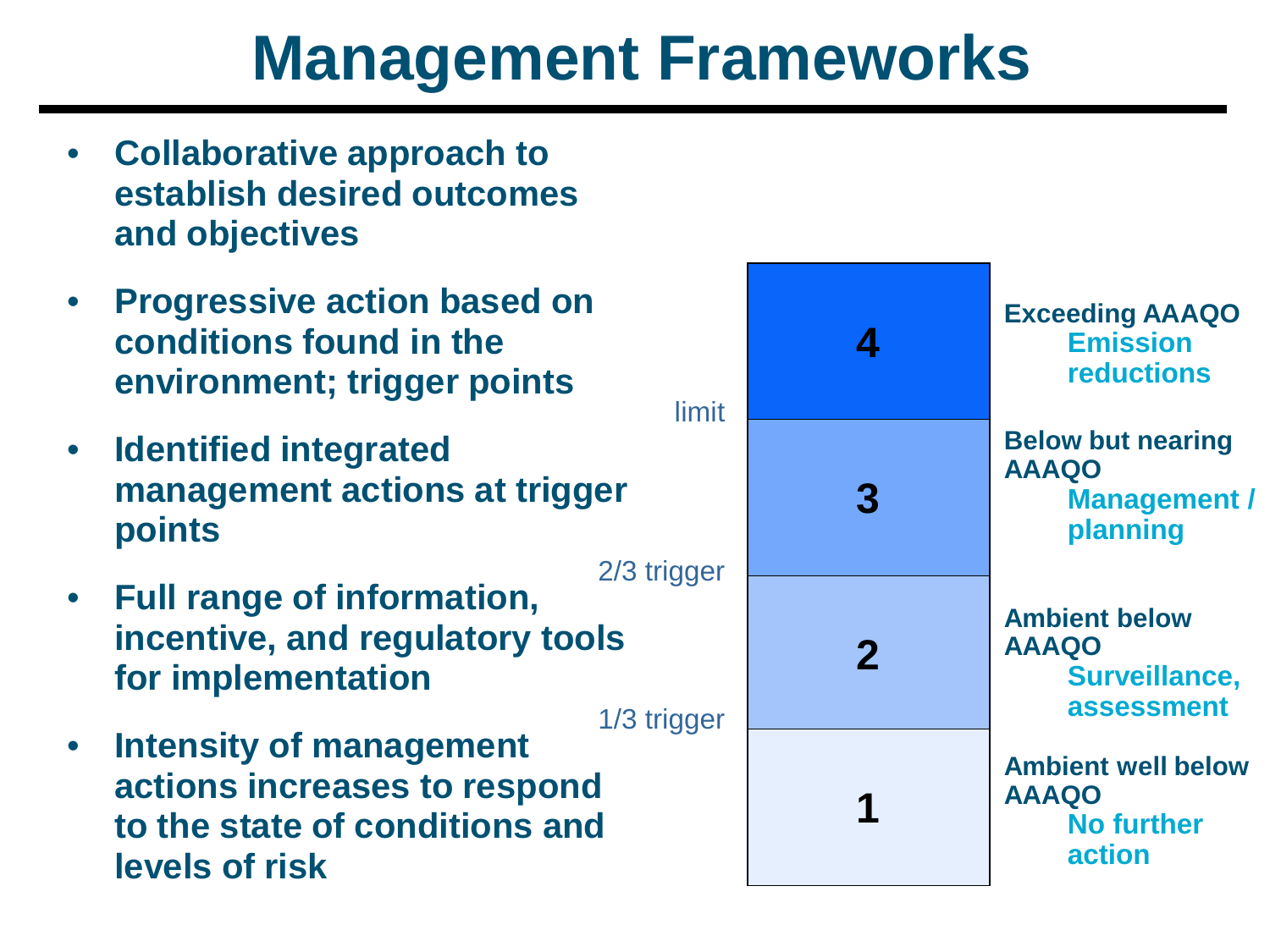# Management Frameworks

- **Collaborative approach to establish desired outcomes and objectives**
- **Progressive action based on conditions found in the environment; trigger points**
- **Identified integrated management actions at trigger points**
- **Full range of information, incentive, and regulatory tools for implementation**
- **Intensity of management actions increases to respond to the state of conditions and levels of risk**

| Level | Threshold (upper bound) | Condition | Action |
|---|---|---|---|
| 4 | | Exceeding AAAQO | Emission reductions |
| 3 | limit | Below but nearing AAAQO | Management / planning |
| 2 | 2/3 trigger | Ambient below AAAQO | Surveillance, assessment |
| 1 | 1/3 trigger | Ambient well below AAAQO | No further action |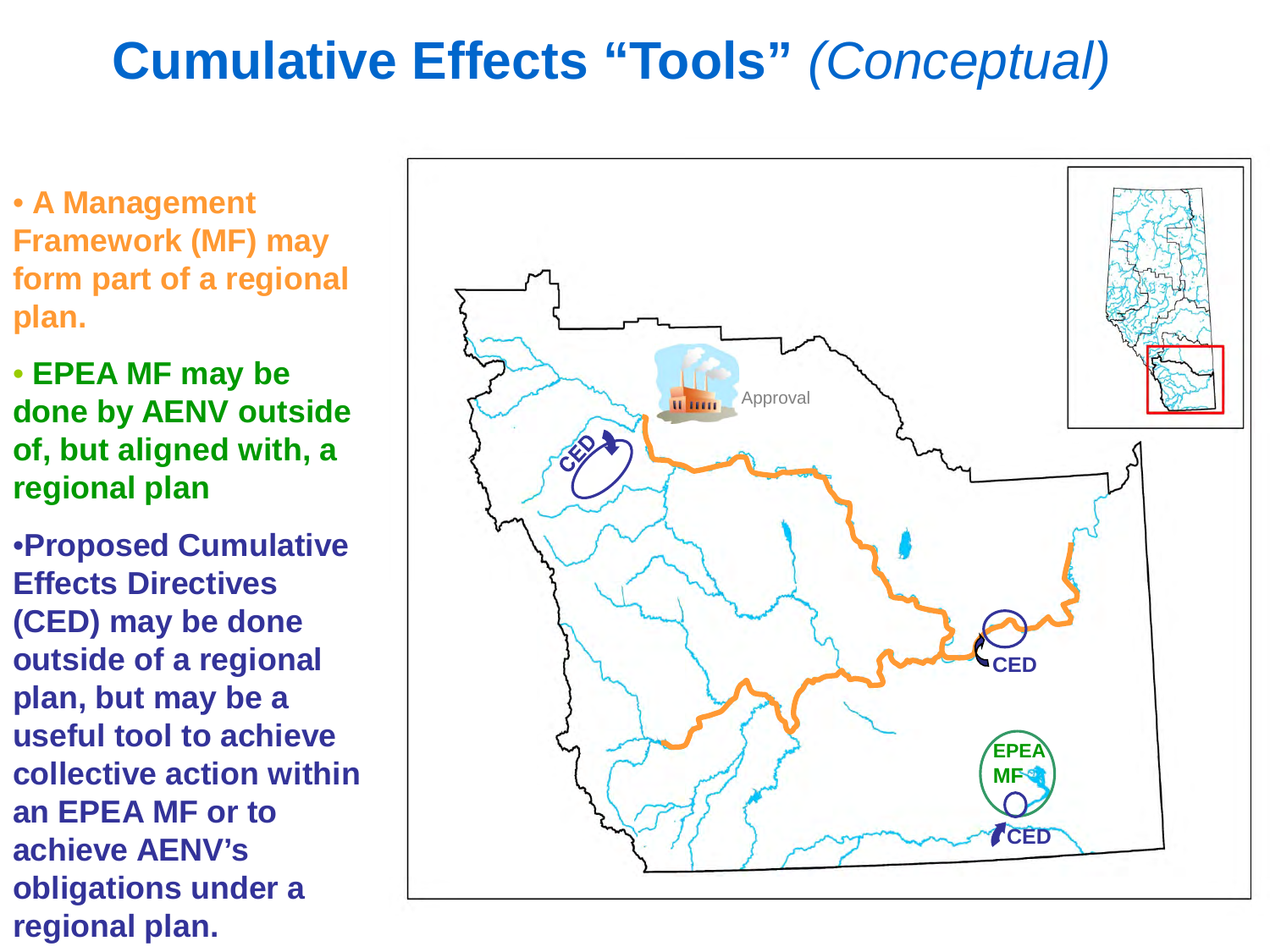# Cumulative Effects “Tools” *(Conceptual)*

- **A Management Framework (MF) may form part of a regional plan.**
- **EPEA MF may be done by AENV outside of, but aligned with, a regional plan**
- **Proposed Cumulative Effects Directives (CED) may be done outside of a regional plan, but may be a useful tool to achieve collective action within an EPEA MF or to achieve AENV’s obligations under a regional plan.**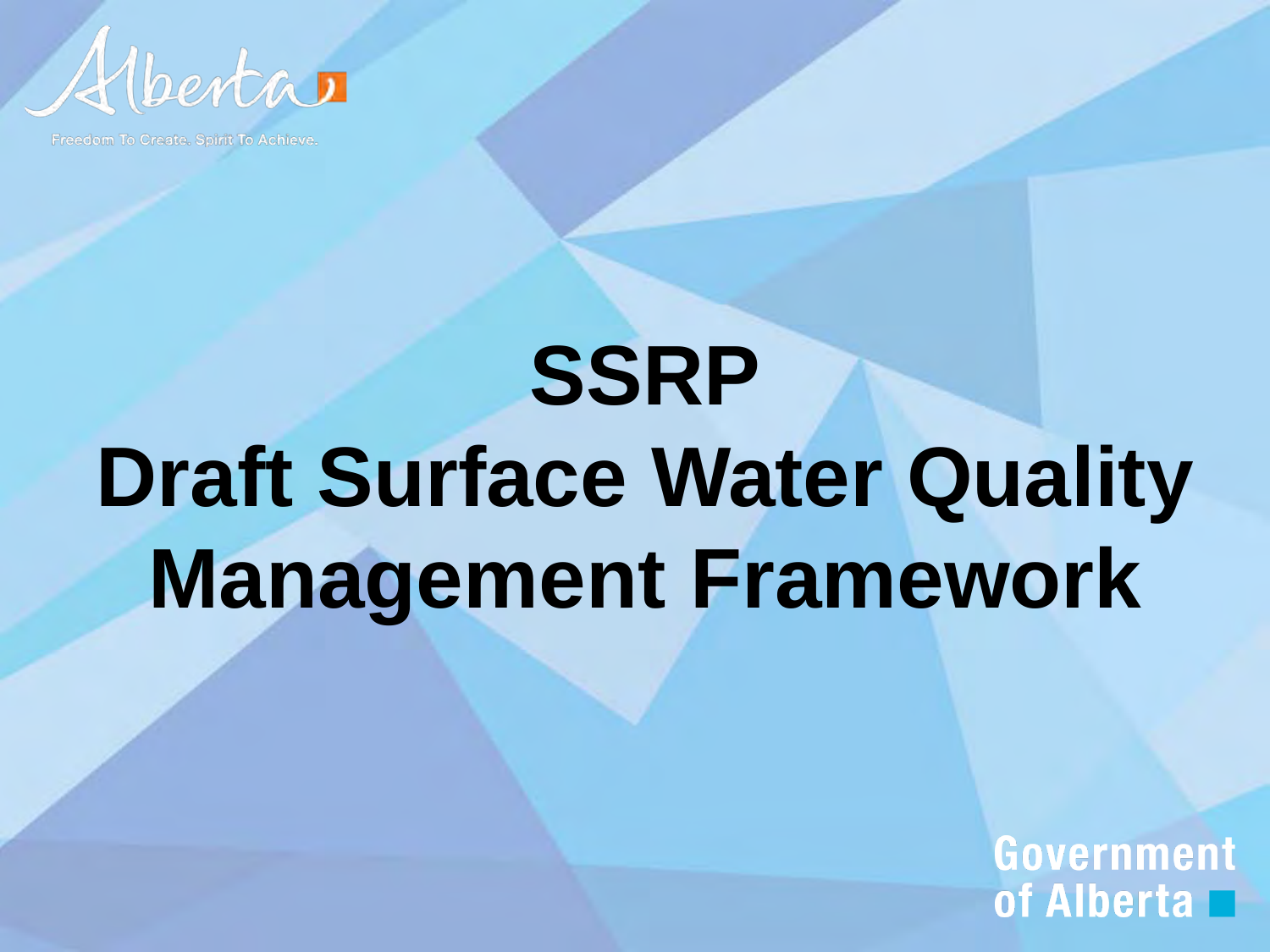# SSRP
# Draft Surface Water Quality Management Framework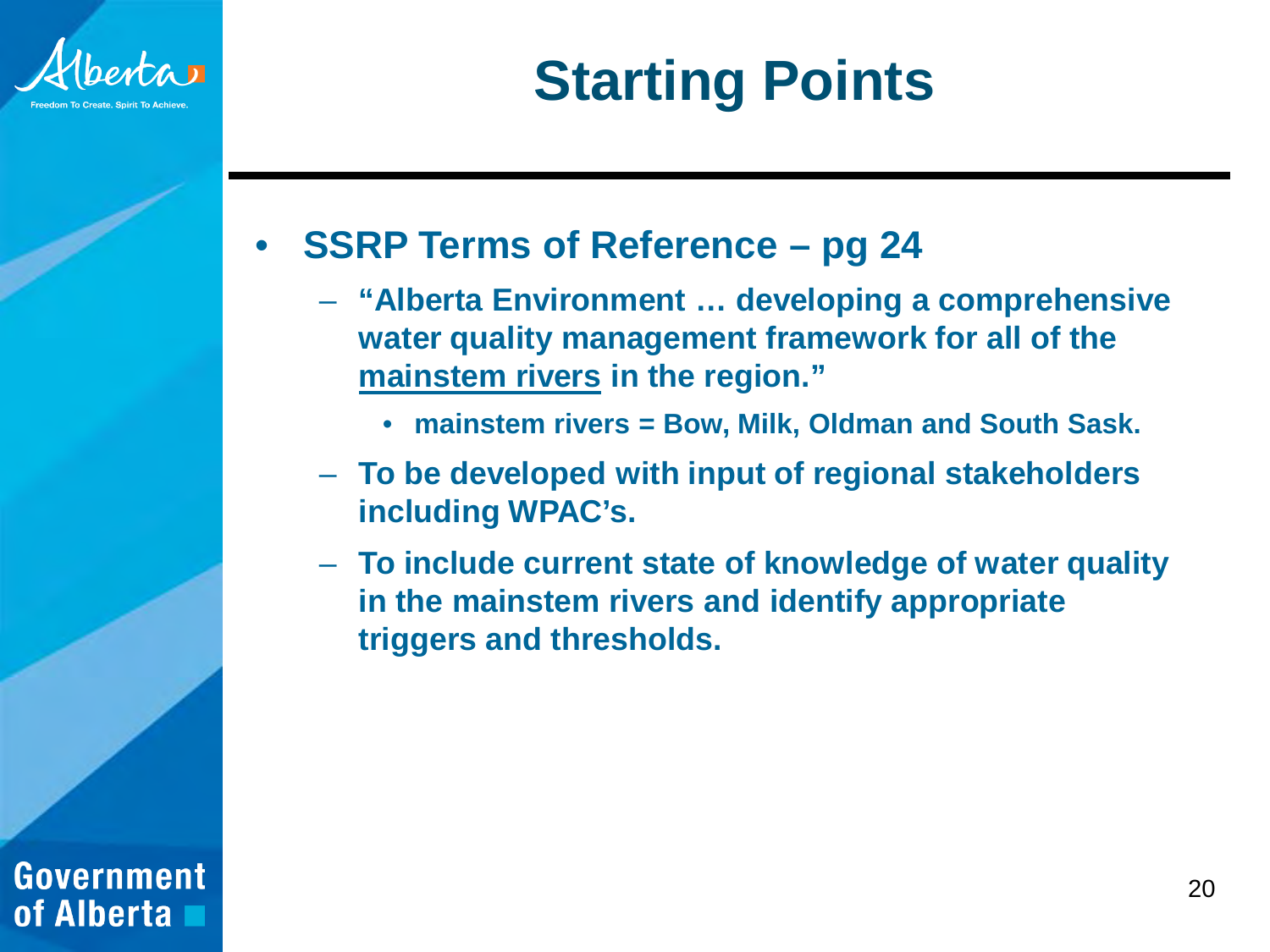# Starting Points

- **SSRP Terms of Reference – pg 24**
  - **"Alberta Environment … developing a comprehensive water quality management framework for all of the <u>mainstem rivers</u> in the region."**
    - **mainstem rivers = Bow, Milk, Oldman and South Sask.**
  - **To be developed with input of regional stakeholders including WPAC's.**
  - **To include current state of knowledge of water quality in the mainstem rivers and identify appropriate triggers and thresholds.**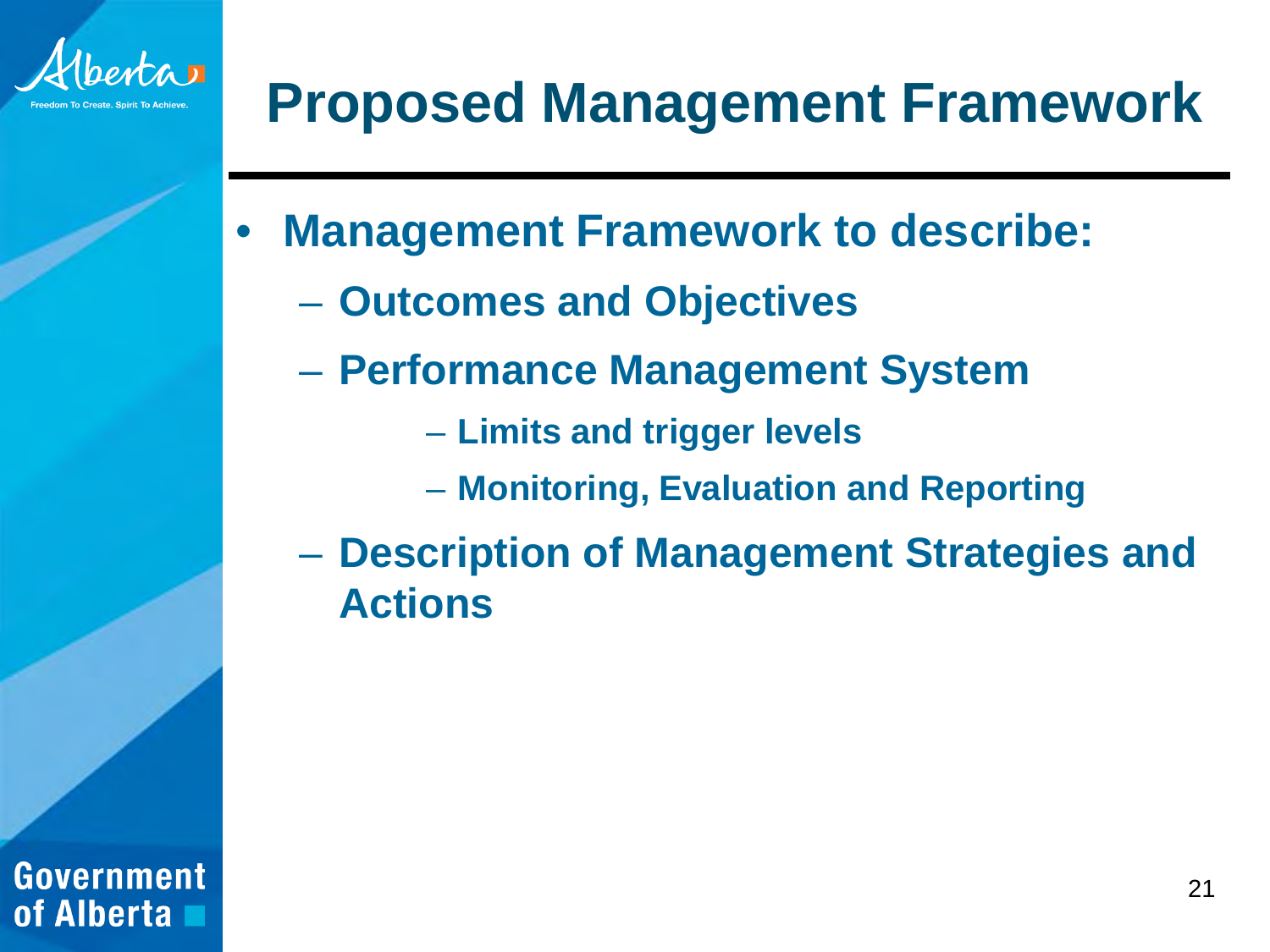# Proposed Management Framework

- **Management Framework to describe:**
  - **Outcomes and Objectives**
  - **Performance Management System**
    - **Limits and trigger levels**
    - **Monitoring, Evaluation and Reporting**
  - **Description of Management Strategies and Actions**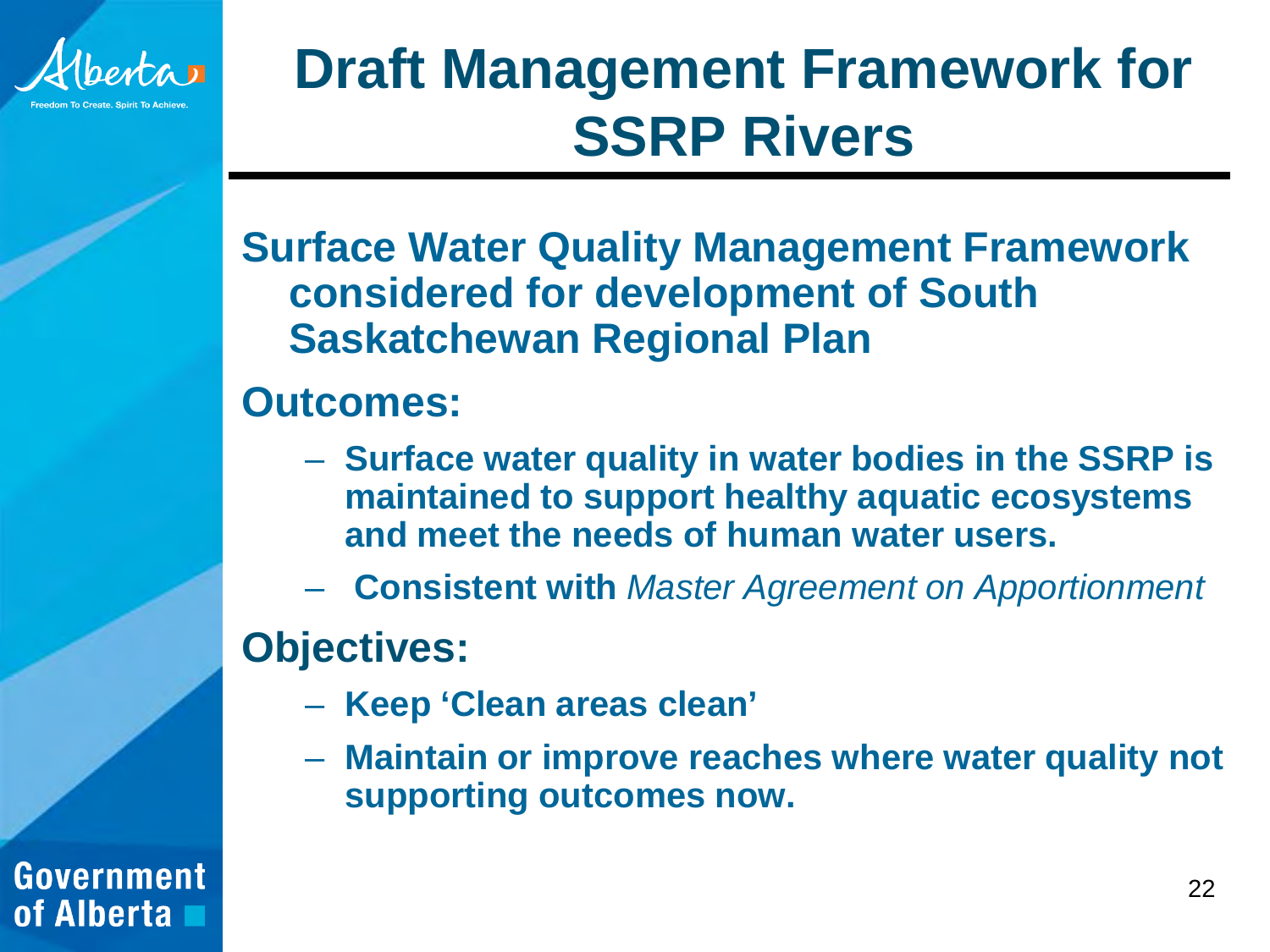# Draft Management Framework for SSRP Rivers

**Surface Water Quality Management Framework considered for development of South Saskatchewan Regional Plan**

**Outcomes:**

- **Surface water quality in water bodies in the SSRP is maintained to support healthy aquatic ecosystems and meet the needs of human water users.**
- **Consistent with** *Master Agreement on Apportionment*

**Objectives:**

- **Keep 'Clean areas clean'**
- **Maintain or improve reaches where water quality not supporting outcomes now.**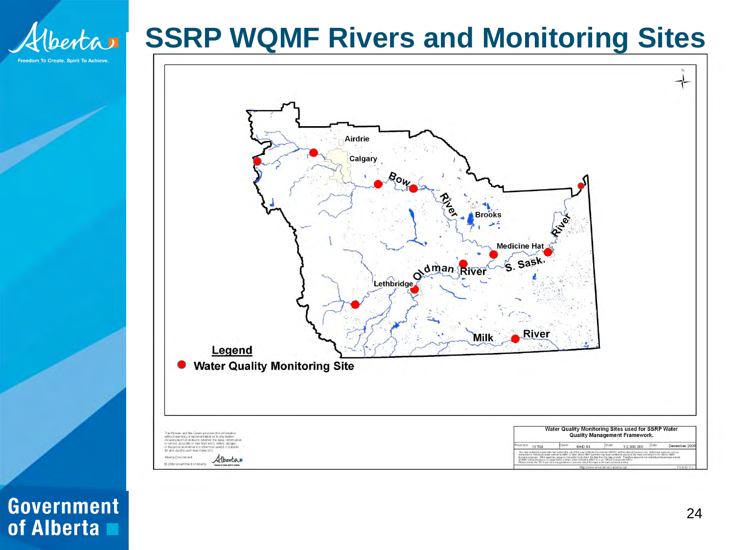# SSRP WQMF Rivers and Monitoring Sites

Airdrie

Calgary

Bow River

Brooks

Medicine Hat

S. Sask. River

Oldman River

Lethbridge

Milk River

**Legend**

● Water Quality Monitoring Site

Water Quality Monitoring Sites used for SSRP Water Quality Management Framework.

Projection: 10 TM | Datum: NAD 83 | Scale: 1:2,500,000 | Date: December 2009

Government of Alberta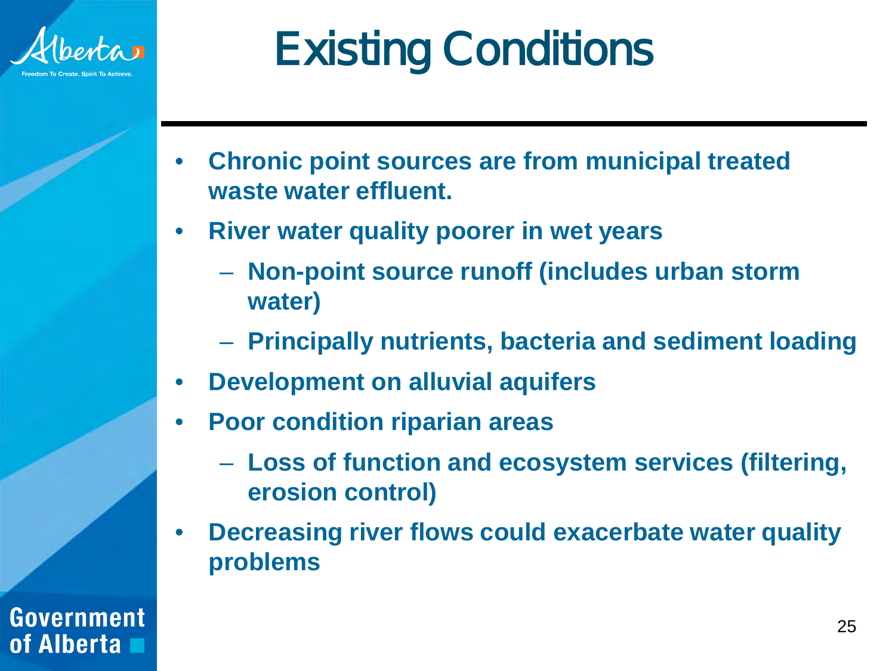# Existing Conditions

- Chronic point sources are from municipal treated waste water effluent.
- River water quality poorer in wet years
  - Non-point source runoff (includes urban storm water)
  - Principally nutrients, bacteria and sediment loading
- Development on alluvial aquifers
- Poor condition riparian areas
  - Loss of function and ecosystem services (filtering, erosion control)
- Decreasing river flows could exacerbate water quality problems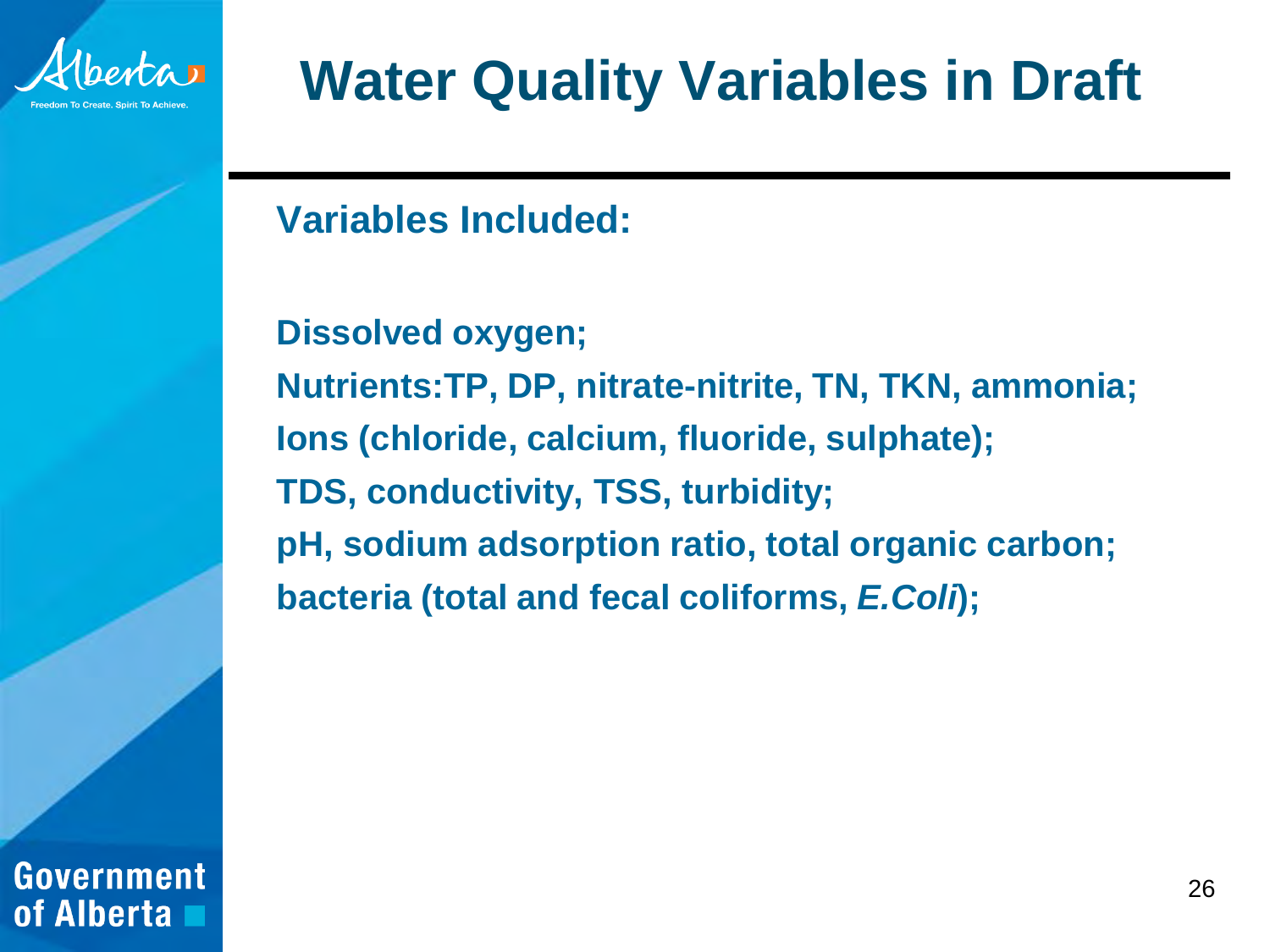# Water Quality Variables in Draft

**Variables Included:**

**Dissolved oxygen;**
**Nutrients:TP, DP, nitrate-nitrite, TN, TKN, ammonia;**
**Ions (chloride, calcium, fluoride, sulphate);**
**TDS, conductivity, TSS, turbidity;**
**pH, sodium adsorption ratio, total organic carbon;**
**bacteria (total and fecal coliforms, *E.Coli*);**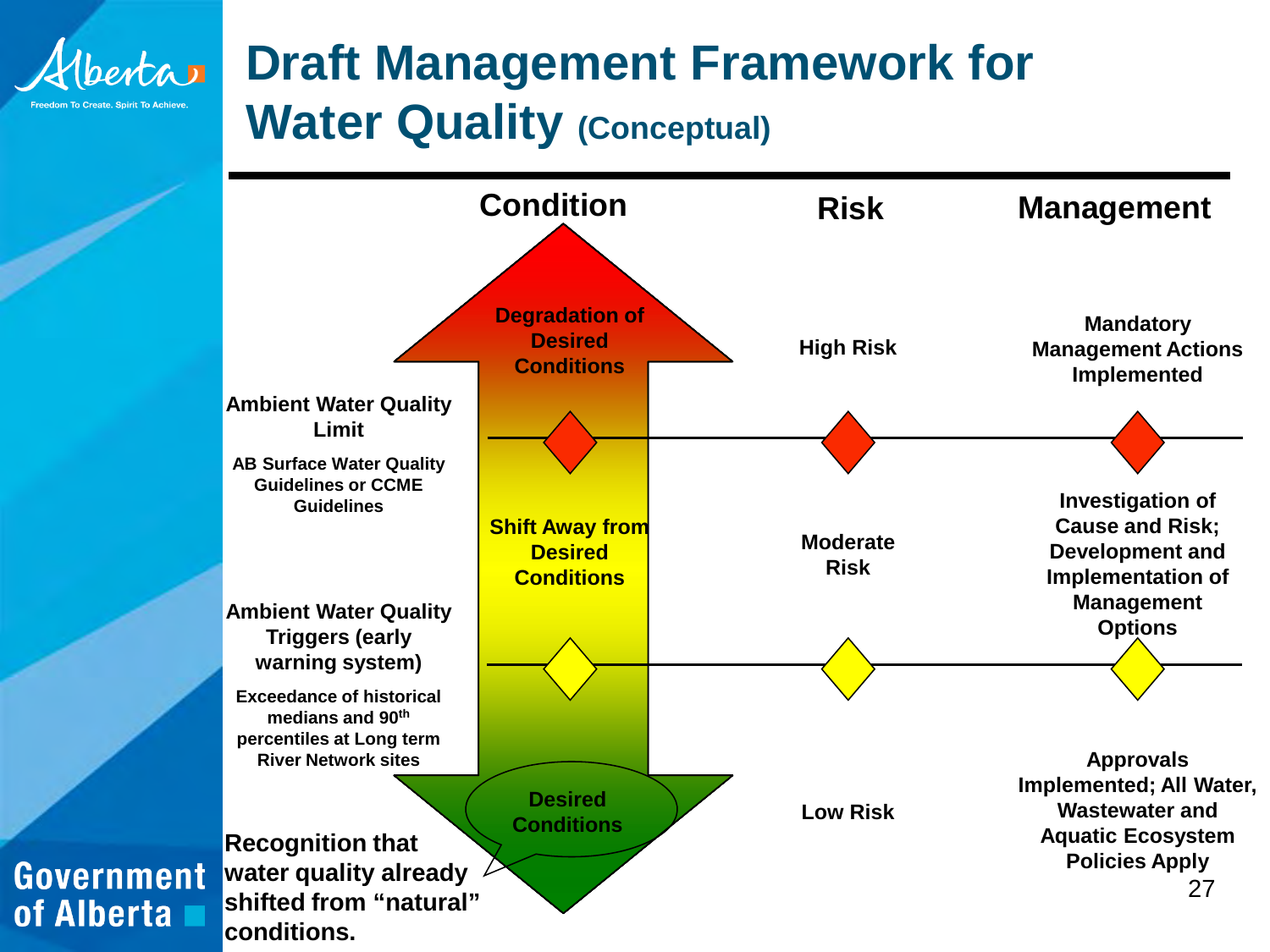# Draft Management Framework for Water Quality (Conceptual)

| Condition | | Risk | Management |
|---|---|---|---|
| | Degradation of Desired Conditions | High Risk | Mandatory Management Actions Implemented |
| **Ambient Water Quality Limit** — AB Surface Water Quality Guidelines or CCME Guidelines | | | |
| | Shift Away from Desired Conditions | Moderate Risk | Investigation of Cause and Risk; Development and Implementation of Management Options |
| **Ambient Water Quality Triggers (early warning system)** — Exceedance of historical medians and 90th percentiles at Long term River Network sites | | | |
| | Desired Conditions | Low Risk | Approvals Implemented; All Water, Wastewater and Aquatic Ecosystem Policies Apply |

**Recognition that water quality already shifted from "natural" conditions.**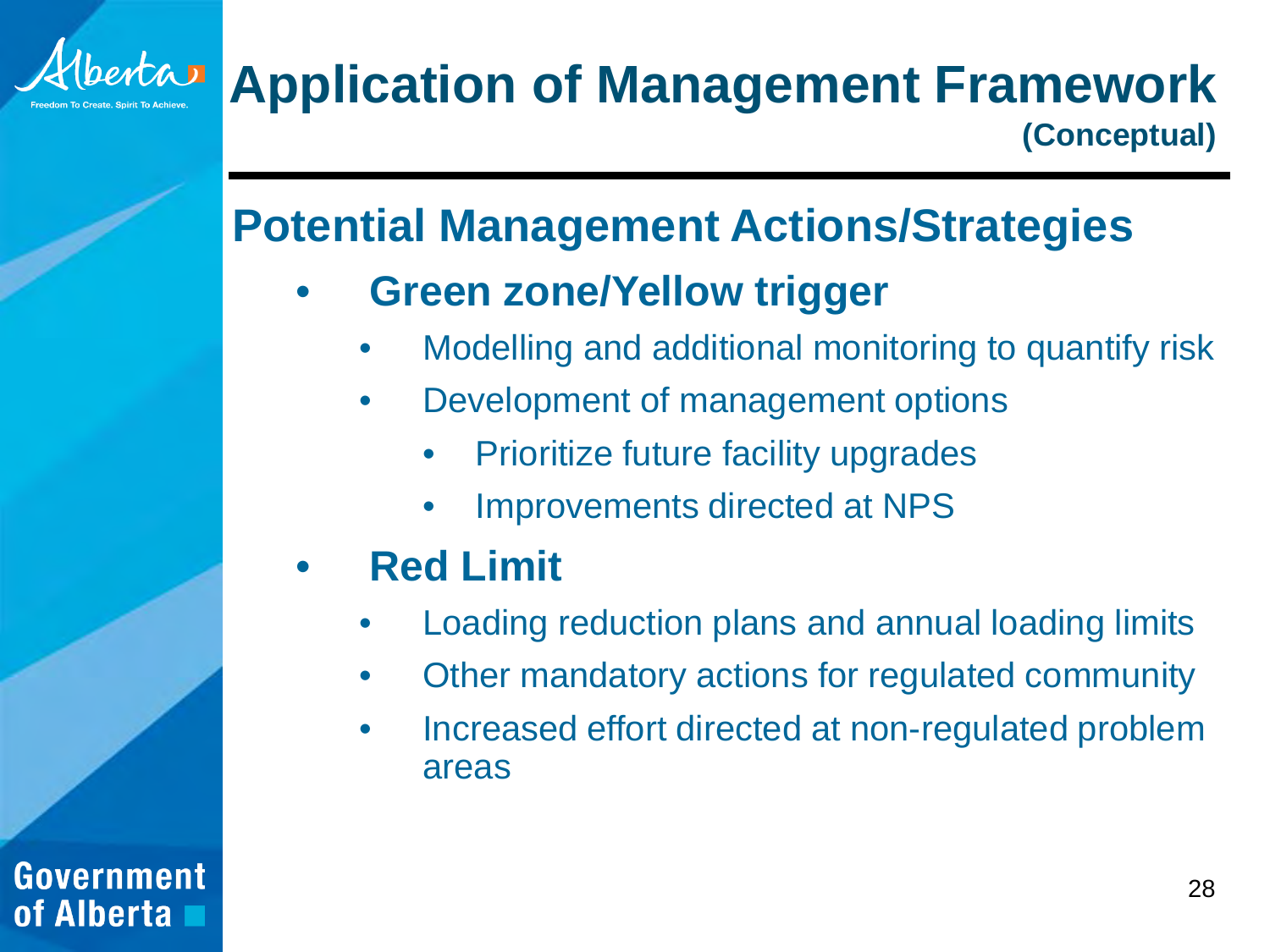# Application of Management Framework
**(Conceptual)**

## Potential Management Actions/Strategies

- **Green zone/Yellow trigger**
  - Modelling and additional monitoring to quantify risk
  - Development of management options
    - Prioritize future facility upgrades
    - Improvements directed at NPS
- **Red Limit**
  - Loading reduction plans and annual loading limits
  - Other mandatory actions for regulated community
  - Increased effort directed at non-regulated problem areas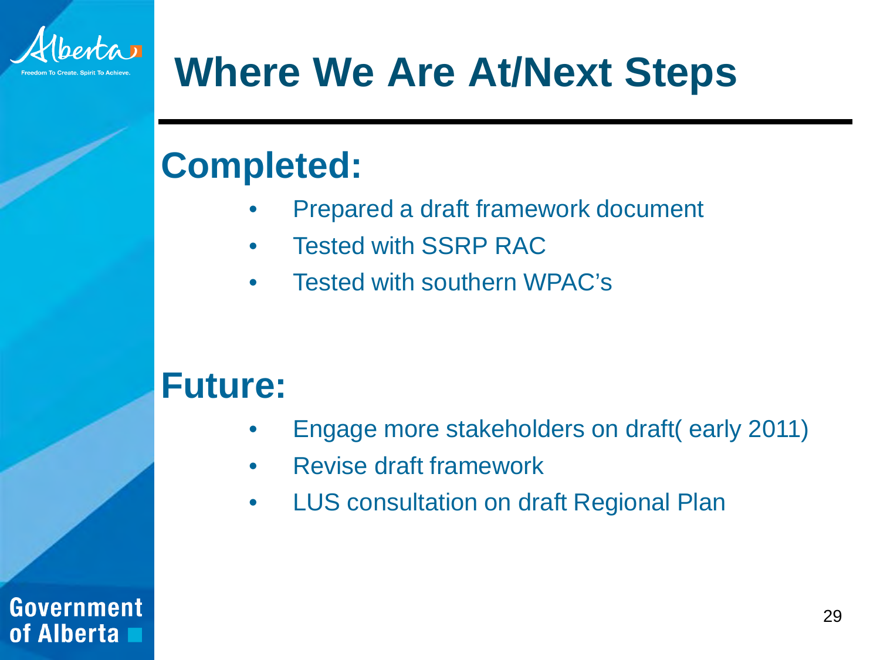# Where We Are At/Next Steps

## Completed:

- Prepared a draft framework document
- Tested with SSRP RAC
- Tested with southern WPAC's

## Future:

- Engage more stakeholders on draft( early 2011)
- Revise draft framework
- LUS consultation on draft Regional Plan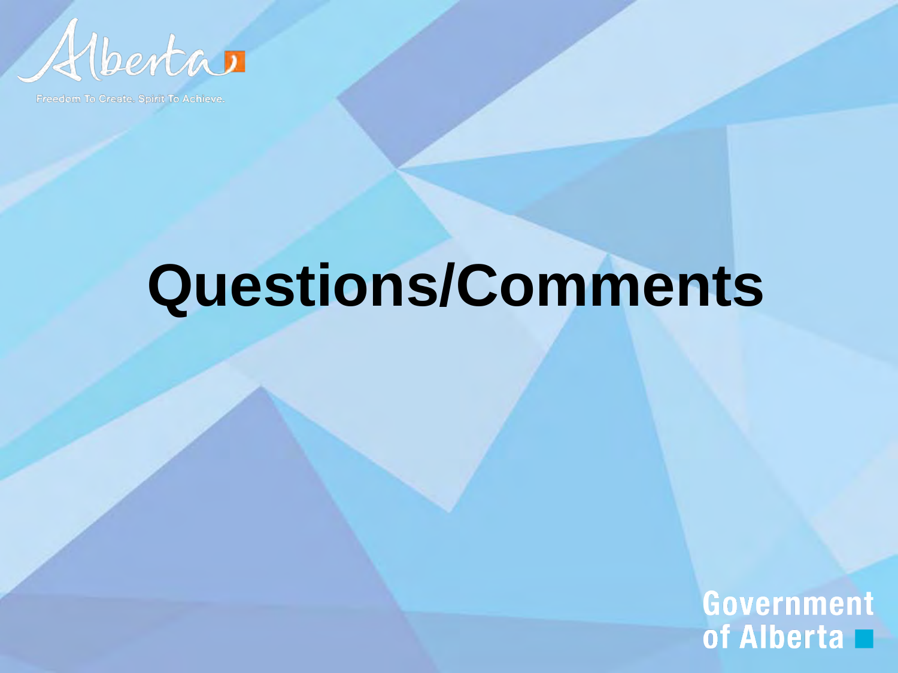Alberta

Freedom To Create. Spirit To Achieve.

# Questions/Comments

Government of Alberta